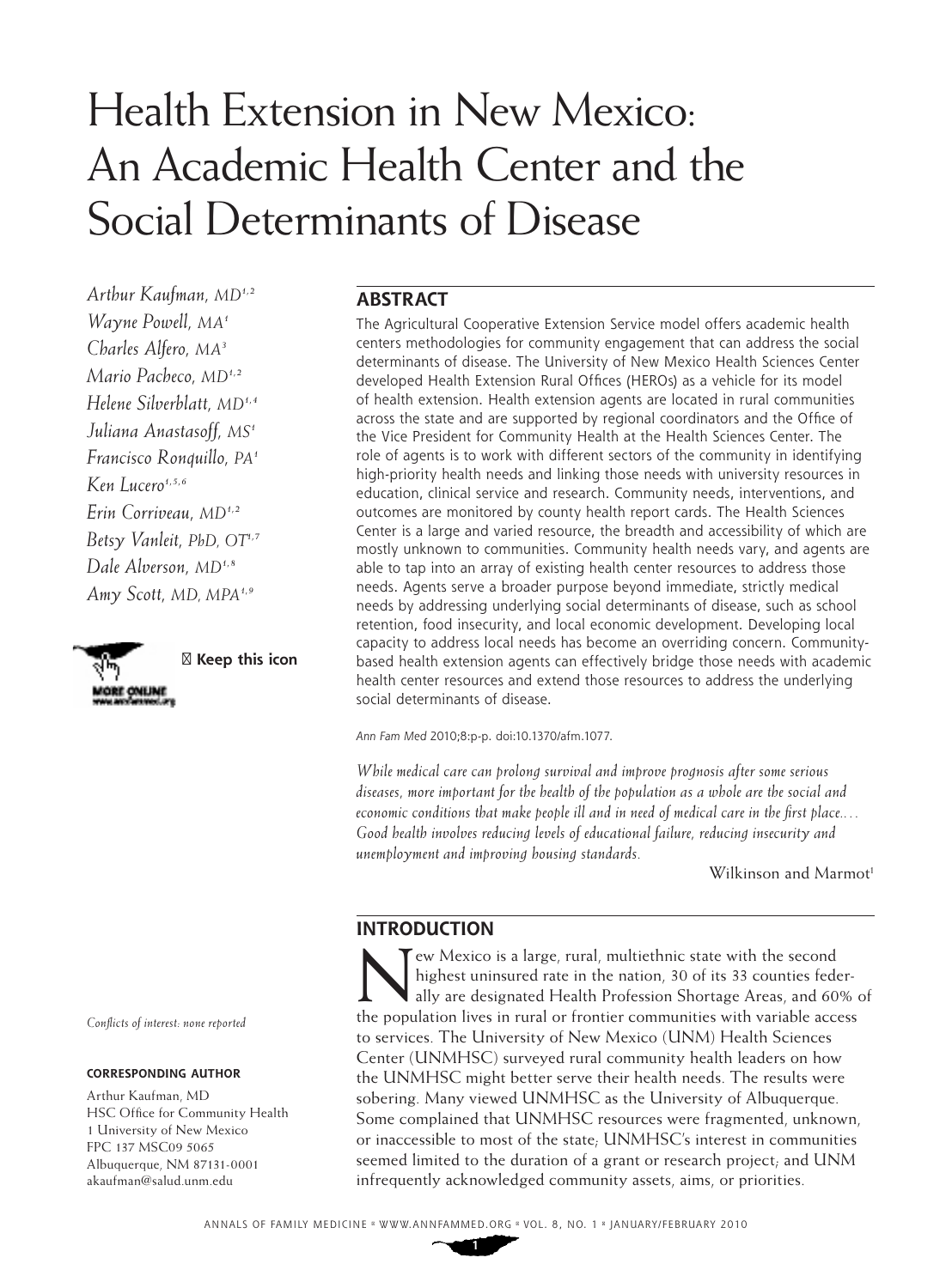# Health Extension in New Mexico: An Academic Health Center and the Social Determinants of Disease

*Arthur Kaufman, MD*[1,2]
*Wayne Powell, MA*[1]
*Charles Alfero, MA*[3]
*Mario Pacheco, MD*[1,2]
*Helene Silverblatt, MD*[1,4]
*Juliana Anastasoff, MS*[1]
*Francisco Ronquillo, PA*[1]
*Ken Lucero*[1,5,6]
*Erin Corriveau, MD*[1,2]
*Betsy Vanleit, PhD, OT*[1,7]
*Dale Alverson, MD*[1,8]
*Amy Scott, MD, MPA*[1,9]

**Keep this icon**

*Conflicts of interest: none reported*

**CORRESPONDING AUTHOR**

Arthur Kaufman, MD
HSC Office for Community Health
1 University of New Mexico
FPC 137 MSC09 5065
Albuquerque, NM 87131-0001
akaufman@salud.unm.edu

## ABSTRACT

The Agricultural Cooperative Extension Service model offers academic health centers methodologies for community engagement that can address the social determinants of disease. The University of New Mexico Health Sciences Center developed Health Extension Rural Offices (HEROs) as a vehicle for its model of health extension. Health extension agents are located in rural communities across the state and are supported by regional coordinators and the Office of the Vice President for Community Health at the Health Sciences Center. The role of agents is to work with different sectors of the community in identifying high-priority health needs and linking those needs with university resources in education, clinical service and research. Community needs, interventions, and outcomes are monitored by county health report cards. The Health Sciences Center is a large and varied resource, the breadth and accessibility of which are mostly unknown to communities. Community health needs vary, and agents are able to tap into an array of existing health center resources to address those needs. Agents serve a broader purpose beyond immediate, strictly medical needs by addressing underlying social determinants of disease, such as school retention, food insecurity, and local economic development. Developing local capacity to address local needs has become an overriding concern. Community-based health extension agents can effectively bridge those needs with academic health center resources and extend those resources to address the underlying social determinants of disease.

*Ann Fam Med* 2010;8:p-p. doi:10.1370/afm.1077.

*While medical care can prolong survival and improve prognosis after some serious diseases, more important for the health of the population as a whole are the social and economic conditions that make people ill and in need of medical care in the first place.… Good health involves reducing levels of educational failure, reducing insecurity and unemployment and improving housing standards.*

Wilkinson and Marmot[1]

## INTRODUCTION

New Mexico is a large, rural, multiethnic state with the second highest uninsured rate in the nation, 30 of its 33 counties federally are designated Health Profession Shortage Areas, and 60% of the population lives in rural or frontier communities with variable access to services. The University of New Mexico (UNM) Health Sciences Center (UNMHSC) surveyed rural community health leaders on how the UNMHSC might better serve their health needs. The results were sobering. Many viewed UNMHSC as the University of Albuquerque. Some complained that UNMHSC resources were fragmented, unknown, or inaccessible to most of the state; UNMHSC's interest in communities seemed limited to the duration of a grant or research project; and UNM infrequently acknowledged community assets, aims, or priorities.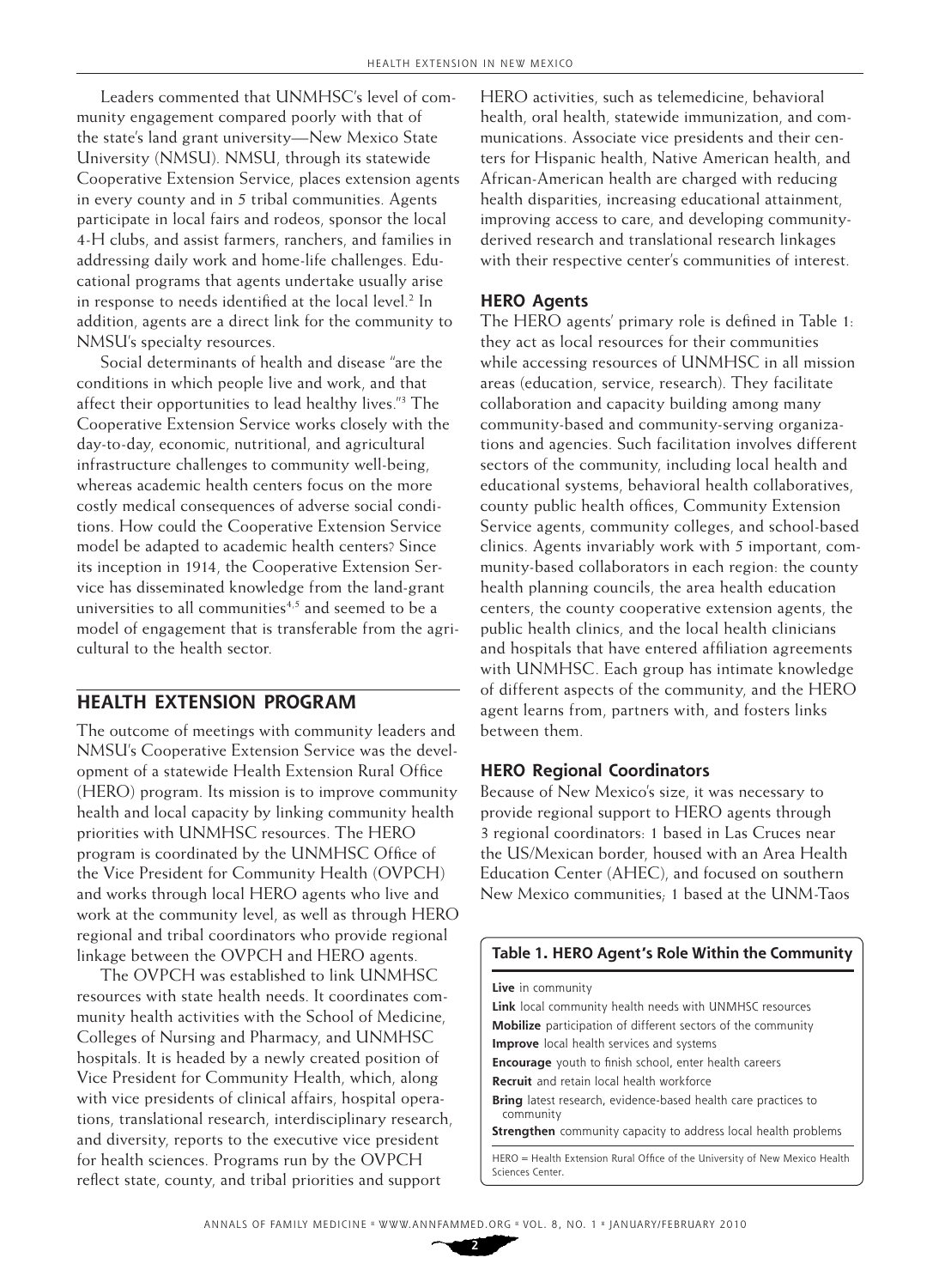Leaders commented that UNMHSC's level of community engagement compared poorly with that of the state's land grant university—New Mexico State University (NMSU). NMSU, through its statewide Cooperative Extension Service, places extension agents in every county and in 5 tribal communities. Agents participate in local fairs and rodeos, sponsor the local 4-H clubs, and assist farmers, ranchers, and families in addressing daily work and home-life challenges. Educational programs that agents undertake usually arise in response to needs identified at the local level.[2] In addition, agents are a direct link for the community to NMSU's specialty resources.

Social determinants of health and disease "are the conditions in which people live and work, and that affect their opportunities to lead healthy lives."[3] The Cooperative Extension Service works closely with the day-to-day, economic, nutritional, and agricultural infrastructure challenges to community well-being, whereas academic health centers focus on the more costly medical consequences of adverse social conditions. How could the Cooperative Extension Service model be adapted to academic health centers? Since its inception in 1914, the Cooperative Extension Service has disseminated knowledge from the land-grant universities to all communities[4,5] and seemed to be a model of engagement that is transferable from the agricultural to the health sector.

## HEALTH EXTENSION PROGRAM

The outcome of meetings with community leaders and NMSU's Cooperative Extension Service was the development of a statewide Health Extension Rural Office (HERO) program. Its mission is to improve community health and local capacity by linking community health priorities with UNMHSC resources. The HERO program is coordinated by the UNMHSC Office of the Vice President for Community Health (OVPCH) and works through local HERO agents who live and work at the community level, as well as through HERO regional and tribal coordinators who provide regional linkage between the OVPCH and HERO agents.

The OVPCH was established to link UNMHSC resources with state health needs. It coordinates community health activities with the School of Medicine, Colleges of Nursing and Pharmacy, and UNMHSC hospitals. It is headed by a newly created position of Vice President for Community Health, which, along with vice presidents of clinical affairs, hospital operations, translational research, interdisciplinary research, and diversity, reports to the executive vice president for health sciences. Programs run by the OVPCH reflect state, county, and tribal priorities and support HERO activities, such as telemedicine, behavioral health, oral health, statewide immunization, and communications. Associate vice presidents and their centers for Hispanic health, Native American health, and African-American health are charged with reducing health disparities, increasing educational attainment, improving access to care, and developing community-derived research and translational research linkages with their respective center's communities of interest.

### HERO Agents

The HERO agents' primary role is defined in Table 1: they act as local resources for their communities while accessing resources of UNMHSC in all mission areas (education, service, research). They facilitate collaboration and capacity building among many community-based and community-serving organizations and agencies. Such facilitation involves different sectors of the community, including local health and educational systems, behavioral health collaboratives, county public health offices, Community Extension Service agents, community colleges, and school-based clinics. Agents invariably work with 5 important, community-based collaborators in each region: the county health planning councils, the area health education centers, the county cooperative extension agents, the public health clinics, and the local health clinicians and hospitals that have entered affiliation agreements with UNMHSC. Each group has intimate knowledge of different aspects of the community, and the HERO agent learns from, partners with, and fosters links between them.

### HERO Regional Coordinators

Because of New Mexico's size, it was necessary to provide regional support to HERO agents through 3 regional coordinators: 1 based in Las Cruces near the US/Mexican border, housed with an Area Health Education Center (AHEC), and focused on southern New Mexico communities; 1 based at the UNM-Taos

**Table 1. HERO Agent's Role Within the Community**

| |
|---|
| **Live** in community |
| **Link** local community health needs with UNMHSC resources |
| **Mobilize** participation of different sectors of the community |
| **Improve** local health services and systems |
| **Encourage** youth to finish school, enter health careers |
| **Recruit** and retain local health workforce |
| **Bring** latest research, evidence-based health care practices to community |
| **Strengthen** community capacity to address local health problems |

HERO = Health Extension Rural Office of the University of New Mexico Health Sciences Center.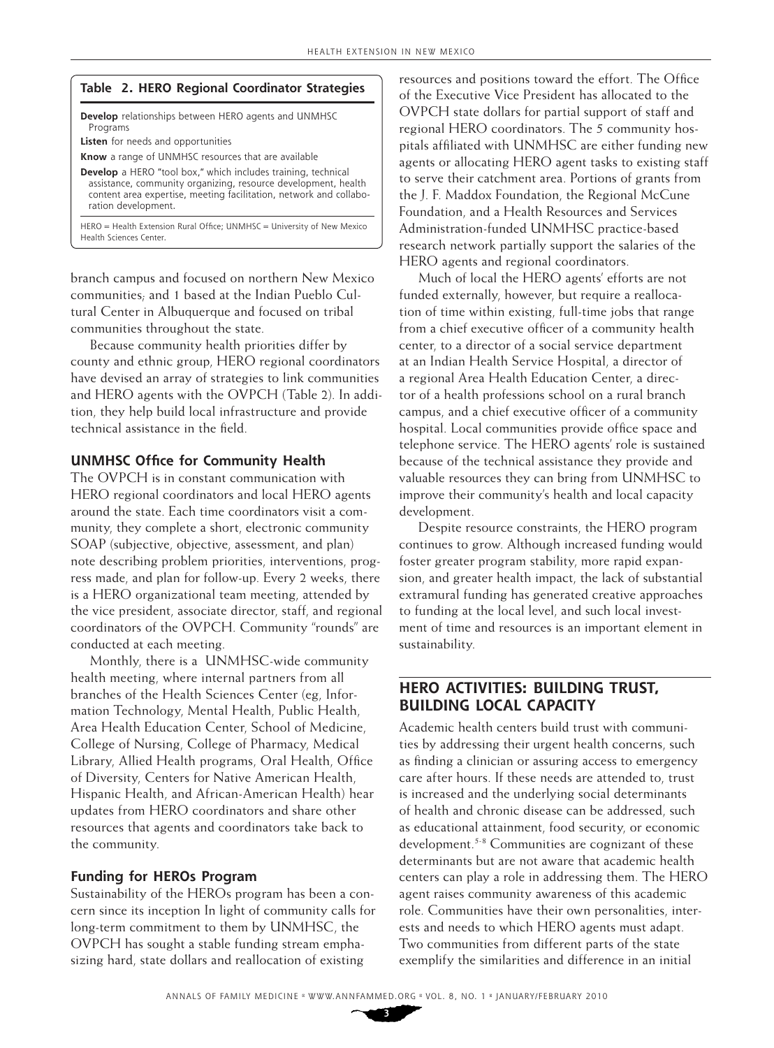**Table 2. HERO Regional Coordinator Strategies**

| |
|---|
| **Develop** relationships between HERO agents and UNMHSC Programs |
| **Listen** for needs and opportunities |
| **Know** a range of UNMHSC resources that are available |
| **Develop** a HERO "tool box," which includes training, technical assistance, community organizing, resource development, health content area expertise, meeting facilitation, network and collaboration development. |

HERO = Health Extension Rural Office; UNMHSC = University of New Mexico Health Sciences Center.

branch campus and focused on northern New Mexico communities; and 1 based at the Indian Pueblo Cultural Center in Albuquerque and focused on tribal communities throughout the state.

Because community health priorities differ by county and ethnic group, HERO regional coordinators have devised an array of strategies to link communities and HERO agents with the OVPCH (Table 2). In addition, they help build local infrastructure and provide technical assistance in the field.

### UNMHSC Office for Community Health

The OVPCH is in constant communication with HERO regional coordinators and local HERO agents around the state. Each time coordinators visit a community, they complete a short, electronic community SOAP (subjective, objective, assessment, and plan) note describing problem priorities, interventions, progress made, and plan for follow-up. Every 2 weeks, there is a HERO organizational team meeting, attended by the vice president, associate director, staff, and regional coordinators of the OVPCH. Community "rounds" are conducted at each meeting.

Monthly, there is a UNMHSC-wide community health meeting, where internal partners from all branches of the Health Sciences Center (eg, Information Technology, Mental Health, Public Health, Area Health Education Center, School of Medicine, College of Nursing, College of Pharmacy, Medical Library, Allied Health programs, Oral Health, Office of Diversity, Centers for Native American Health, Hispanic Health, and African-American Health) hear updates from HERO coordinators and share other resources that agents and coordinators take back to the community.

### Funding for HEROs Program

Sustainability of the HEROs program has been a concern since its inception In light of community calls for long-term commitment to them by UNMHSC, the OVPCH has sought a stable funding stream emphasizing hard, state dollars and reallocation of existing resources and positions toward the effort. The Office of the Executive Vice President has allocated to the OVPCH state dollars for partial support of staff and regional HERO coordinators. The 5 community hospitals affiliated with UNMHSC are either funding new agents or allocating HERO agent tasks to existing staff to serve their catchment area. Portions of grants from the J. F. Maddox Foundation, the Regional McCune Foundation, and a Health Resources and Services Administration-funded UNMHSC practice-based research network partially support the salaries of the HERO agents and regional coordinators.

Much of local the HERO agents' efforts are not funded externally, however, but require a reallocation of time within existing, full-time jobs that range from a chief executive officer of a community health center, to a director of a social service department at an Indian Health Service Hospital, a director of a regional Area Health Education Center, a director of a health professions school on a rural branch campus, and a chief executive officer of a community hospital. Local communities provide office space and telephone service. The HERO agents' role is sustained because of the technical assistance they provide and valuable resources they can bring from UNMHSC to improve their community's health and local capacity development.

Despite resource constraints, the HERO program continues to grow. Although increased funding would foster greater program stability, more rapid expansion, and greater health impact, the lack of substantial extramural funding has generated creative approaches to funding at the local level, and such local investment of time and resources is an important element in sustainability.

## HERO ACTIVITIES: BUILDING TRUST, BUILDING LOCAL CAPACITY

Academic health centers build trust with communities by addressing their urgent health concerns, such as finding a clinician or assuring access to emergency care after hours. If these needs are attended to, trust is increased and the underlying social determinants of health and chronic disease can be addressed, such as educational attainment, food security, or economic development.[5-8] Communities are cognizant of these determinants but are not aware that academic health centers can play a role in addressing them. The HERO agent raises community awareness of this academic role. Communities have their own personalities, interests and needs to which HERO agents must adapt. Two communities from different parts of the state exemplify the similarities and difference in an initial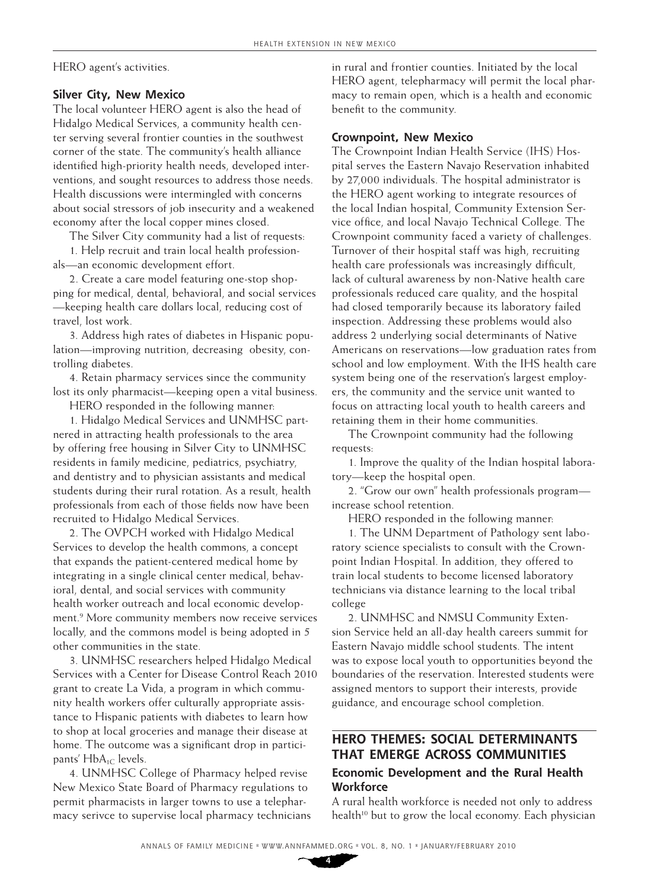HERO agent's activities.

### Silver City, New Mexico

The local volunteer HERO agent is also the head of Hidalgo Medical Services, a community health center serving several frontier counties in the southwest corner of the state. The community's health alliance identified high-priority health needs, developed interventions, and sought resources to address those needs. Health discussions were intermingled with concerns about social stressors of job insecurity and a weakened economy after the local copper mines closed.

The Silver City community had a list of requests:

1. Help recruit and train local health professionals—an economic development effort.

2. Create a care model featuring one-stop shopping for medical, dental, behavioral, and social services —keeping health care dollars local, reducing cost of travel, lost work.

3. Address high rates of diabetes in Hispanic population—improving nutrition, decreasing obesity, controlling diabetes.

4. Retain pharmacy services since the community lost its only pharmacist—keeping open a vital business.

HERO responded in the following manner:

1. Hidalgo Medical Services and UNMHSC partnered in attracting health professionals to the area by offering free housing in Silver City to UNMHSC residents in family medicine, pediatrics, psychiatry, and dentistry and to physician assistants and medical students during their rural rotation. As a result, health professionals from each of those fields now have been recruited to Hidalgo Medical Services.

2. The OVPCH worked with Hidalgo Medical Services to develop the health commons, a concept that expands the patient-centered medical home by integrating in a single clinical center medical, behavioral, dental, and social services with community health worker outreach and local economic development.[9] More community members now receive services locally, and the commons model is being adopted in 5 other communities in the state.

3. UNMHSC researchers helped Hidalgo Medical Services with a Center for Disease Control Reach 2010 grant to create La Vida, a program in which community health workers offer culturally appropriate assistance to Hispanic patients with diabetes to learn how to shop at local groceries and manage their disease at home. The outcome was a significant drop in participants' $HbA_{1C}$ levels.

4. UNMHSC College of Pharmacy helped revise New Mexico State Board of Pharmacy regulations to permit pharmacists in larger towns to use a telepharmacy serivce to supervise local pharmacy technicians in rural and frontier counties. Initiated by the local HERO agent, telepharmacy will permit the local pharmacy to remain open, which is a health and economic benefit to the community.

### Crownpoint, New Mexico

The Crownpoint Indian Health Service (IHS) Hospital serves the Eastern Navajo Reservation inhabited by 27,000 individuals. The hospital administrator is the HERO agent working to integrate resources of the local Indian hospital, Community Extension Service office, and local Navajo Technical College. The Crownpoint community faced a variety of challenges. Turnover of their hospital staff was high, recruiting health care professionals was increasingly difficult, lack of cultural awareness by non-Native health care professionals reduced care quality, and the hospital had closed temporarily because its laboratory failed inspection. Addressing these problems would also address 2 underlying social determinants of Native Americans on reservations—low graduation rates from school and low employment. With the IHS health care system being one of the reservation's largest employers, the community and the service unit wanted to focus on attracting local youth to health careers and retaining them in their home communities.

The Crownpoint community had the following requests:

1. Improve the quality of the Indian hospital laboratory—keep the hospital open.

2. "Grow our own" health professionals program—increase school retention.

HERO responded in the following manner:

1. The UNM Department of Pathology sent laboratory science specialists to consult with the Crownpoint Indian Hospital. In addition, they offered to train local students to become licensed laboratory technicians via distance learning to the local tribal college

2. UNMHSC and NMSU Community Extension Service held an all-day health careers summit for Eastern Navajo middle school students. The intent was to expose local youth to opportunities beyond the boundaries of the reservation. Interested students were assigned mentors to support their interests, provide guidance, and encourage school completion.

## HERO THEMES: SOCIAL DETERMINANTS THAT EMERGE ACROSS COMMUNITIES

### Economic Development and the Rural Health Workforce

A rural health workforce is needed not only to address health[10] but to grow the local economy. Each physician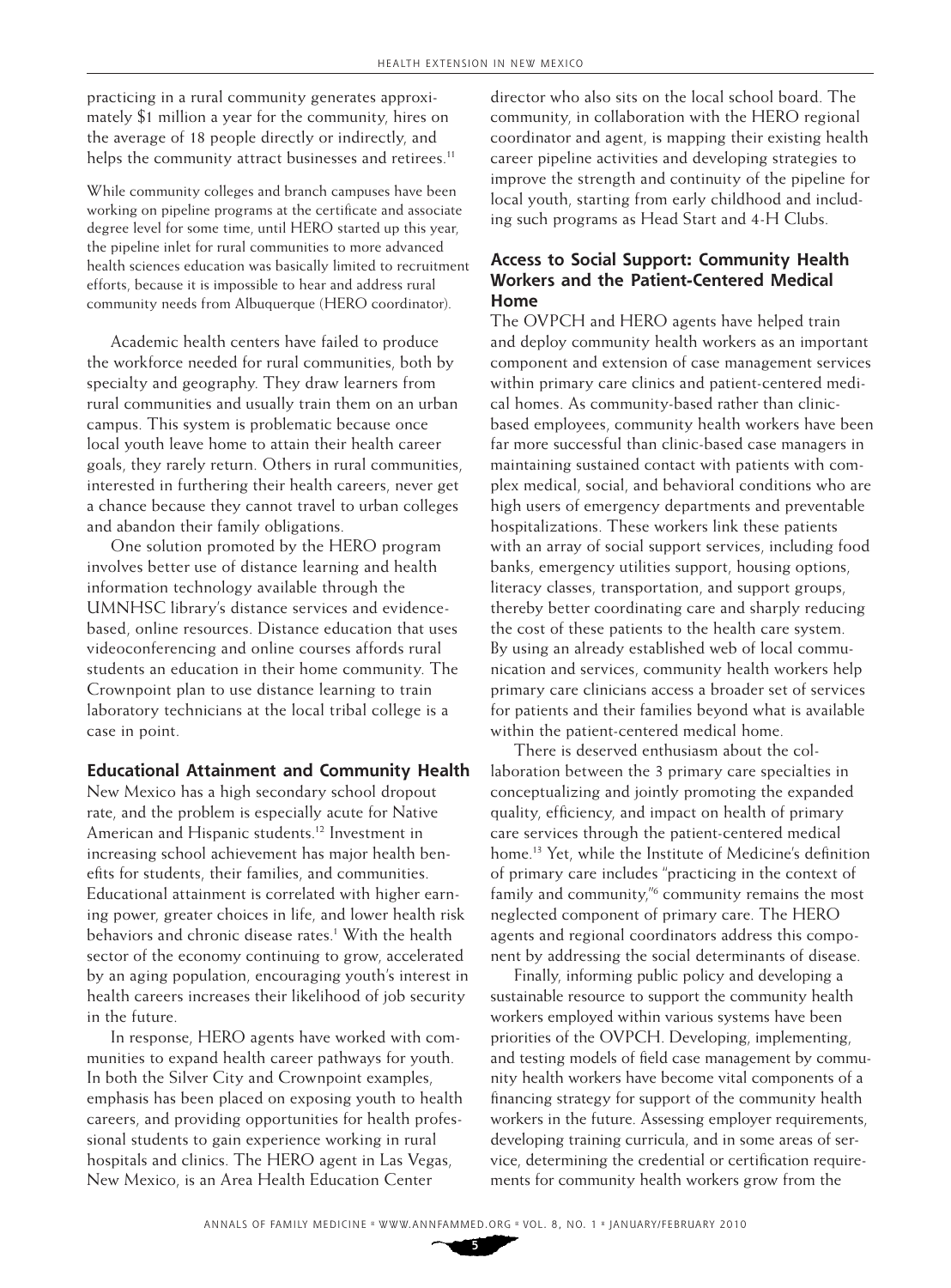practicing in a rural community generates approximately $1 million a year for the community, hires on the average of 18 people directly or indirectly, and helps the community attract businesses and retirees.[11]

> While community colleges and branch campuses have been working on pipeline programs at the certificate and associate degree level for some time, until HERO started up this year, the pipeline inlet for rural communities to more advanced health sciences education was basically limited to recruitment efforts, because it is impossible to hear and address rural community needs from Albuquerque (HERO coordinator).

Academic health centers have failed to produce the workforce needed for rural communities, both by specialty and geography. They draw learners from rural communities and usually train them on an urban campus. This system is problematic because once local youth leave home to attain their health career goals, they rarely return. Others in rural communities, interested in furthering their health careers, never get a chance because they cannot travel to urban colleges and abandon their family obligations.

One solution promoted by the HERO program involves better use of distance learning and health information technology available through the UMNHSC library's distance services and evidence-based, online resources. Distance education that uses videoconferencing and online courses affords rural students an education in their home community. The Crownpoint plan to use distance learning to train laboratory technicians at the local tribal college is a case in point.

### Educational Attainment and Community Health

New Mexico has a high secondary school dropout rate, and the problem is especially acute for Native American and Hispanic students.[12] Investment in increasing school achievement has major health benefits for students, their families, and communities. Educational attainment is correlated with higher earning power, greater choices in life, and lower health risk behaviors and chronic disease rates.[1] With the health sector of the economy continuing to grow, accelerated by an aging population, encouraging youth's interest in health careers increases their likelihood of job security in the future.

In response, HERO agents have worked with communities to expand health career pathways for youth. In both the Silver City and Crownpoint examples, emphasis has been placed on exposing youth to health careers, and providing opportunities for health professional students to gain experience working in rural hospitals and clinics. The HERO agent in Las Vegas, New Mexico, is an Area Health Education Center director who also sits on the local school board. The community, in collaboration with the HERO regional coordinator and agent, is mapping their existing health career pipeline activities and developing strategies to improve the strength and continuity of the pipeline for local youth, starting from early childhood and including such programs as Head Start and 4-H Clubs.

### Access to Social Support: Community Health Workers and the Patient-Centered Medical Home

The OVPCH and HERO agents have helped train and deploy community health workers as an important component and extension of case management services within primary care clinics and patient-centered medical homes. As community-based rather than clinic-based employees, community health workers have been far more successful than clinic-based case managers in maintaining sustained contact with patients with complex medical, social, and behavioral conditions who are high users of emergency departments and preventable hospitalizations. These workers link these patients with an array of social support services, including food banks, emergency utilities support, housing options, literacy classes, transportation, and support groups, thereby better coordinating care and sharply reducing the cost of these patients to the health care system. By using an already established web of local communication and services, community health workers help primary care clinicians access a broader set of services for patients and their families beyond what is available within the patient-centered medical home.

There is deserved enthusiasm about the collaboration between the 3 primary care specialties in conceptualizing and jointly promoting the expanded quality, efficiency, and impact on health of primary care services through the patient-centered medical home.[13] Yet, while the Institute of Medicine's definition of primary care includes "practicing in the context of family and community,"[6] community remains the most neglected component of primary care. The HERO agents and regional coordinators address this component by addressing the social determinants of disease.

Finally, informing public policy and developing a sustainable resource to support the community health workers employed within various systems have been priorities of the OVPCH. Developing, implementing, and testing models of field case management by community health workers have become vital components of a financing strategy for support of the community health workers in the future. Assessing employer requirements, developing training curricula, and in some areas of service, determining the credential or certification requirements for community health workers grow from the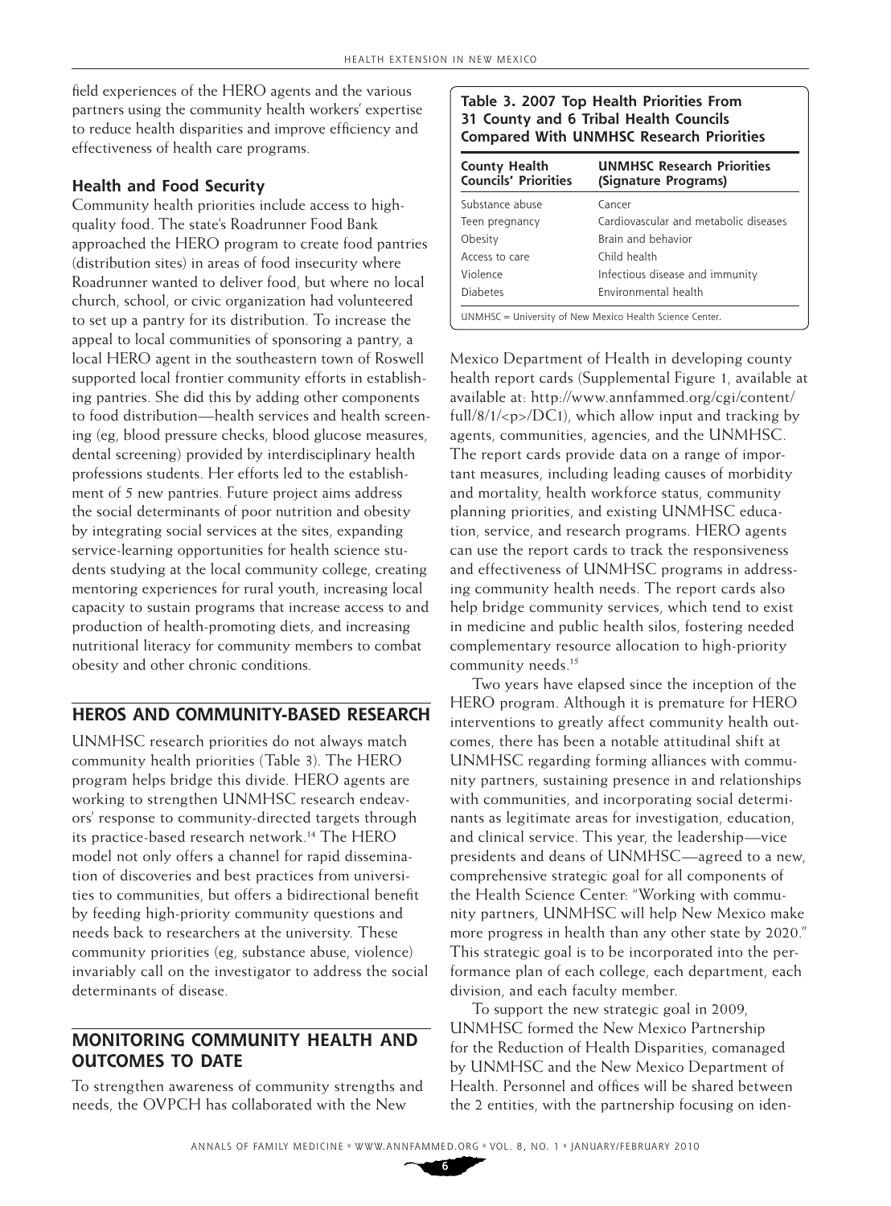field experiences of the HERO agents and the various partners using the community health workers' expertise to reduce health disparities and improve efficiency and effectiveness of health care programs.

### Health and Food Security

Community health priorities include access to high-quality food. The state's Roadrunner Food Bank approached the HERO program to create food pantries (distribution sites) in areas of food insecurity where Roadrunner wanted to deliver food, but where no local church, school, or civic organization had volunteered to set up a pantry for its distribution. To increase the appeal to local communities of sponsoring a pantry, a local HERO agent in the southeastern town of Roswell supported local frontier community efforts in establishing pantries. She did this by adding other components to food distribution—health services and health screening (eg, blood pressure checks, blood glucose measures, dental screening) provided by interdisciplinary health professions students. Her efforts led to the establishment of 5 new pantries. Future project aims address the social determinants of poor nutrition and obesity by integrating social services at the sites, expanding service-learning opportunities for health science students studying at the local community college, creating mentoring experiences for rural youth, increasing local capacity to sustain programs that increase access to and production of health-promoting diets, and increasing nutritional literacy for community members to combat obesity and other chronic conditions.

## HEROS AND COMMUNITY-BASED RESEARCH

UNMHSC research priorities do not always match community health priorities (Table 3). The HERO program helps bridge this divide. HERO agents are working to strengthen UNMHSC research endeavors' response to community-directed targets through its practice-based research network.[14] The HERO model not only offers a channel for rapid dissemination of discoveries and best practices from universities to communities, but offers a bidirectional benefit by feeding high-priority community questions and needs back to researchers at the university. These community priorities (eg, substance abuse, violence) invariably call on the investigator to address the social determinants of disease.

**Table 3. 2007 Top Health Priorities From 31 County and 6 Tribal Health Councils Compared With UNMHSC Research Priorities**

| County Health Councils' Priorities | UNMHSC Research Priorities (Signature Programs) |
|---|---|
| Substance abuse | Cancer |
| Teen pregnancy | Cardiovascular and metabolic diseases |
| Obesity | Brain and behavior |
| Access to care | Child health |
| Violence | Infectious disease and immunity |
| Diabetes | Environmental health |

UNMHSC = University of New Mexico Health Science Center.

## MONITORING COMMUNITY HEALTH AND OUTCOMES TO DATE

To strengthen awareness of community strengths and needs, the OVPCH has collaborated with the New Mexico Department of Health in developing county health report cards (Supplemental Figure 1, available at available at: http://www.annfammed.org/cgi/content/full/8/1/<p>/DC1), which allow input and tracking by agents, communities, agencies, and the UNMHSC. The report cards provide data on a range of important measures, including leading causes of morbidity and mortality, health workforce status, community planning priorities, and existing UNMHSC education, service, and research programs. HERO agents can use the report cards to track the responsiveness and effectiveness of UNMHSC programs in addressing community health needs. The report cards also help bridge community services, which tend to exist in medicine and public health silos, fostering needed complementary resource allocation to high-priority community needs.[15]

Two years have elapsed since the inception of the HERO program. Although it is premature for HERO interventions to greatly affect community health outcomes, there has been a notable attitudinal shift at UNMHSC regarding forming alliances with community partners, sustaining presence in and relationships with communities, and incorporating social determinants as legitimate areas for investigation, education, and clinical service. This year, the leadership—vice presidents and deans of UNMHSC—agreed to a new, comprehensive strategic goal for all components of the Health Science Center: "Working with community partners, UNMHSC will help New Mexico make more progress in health than any other state by 2020." This strategic goal is to be incorporated into the performance plan of each college, each department, each division, and each faculty member.

To support the new strategic goal in 2009, UNMHSC formed the New Mexico Partnership for the Reduction of Health Disparities, comanaged by UNMHSC and the New Mexico Department of Health. Personnel and offices will be shared between the 2 entities, with the partnership focusing on iden-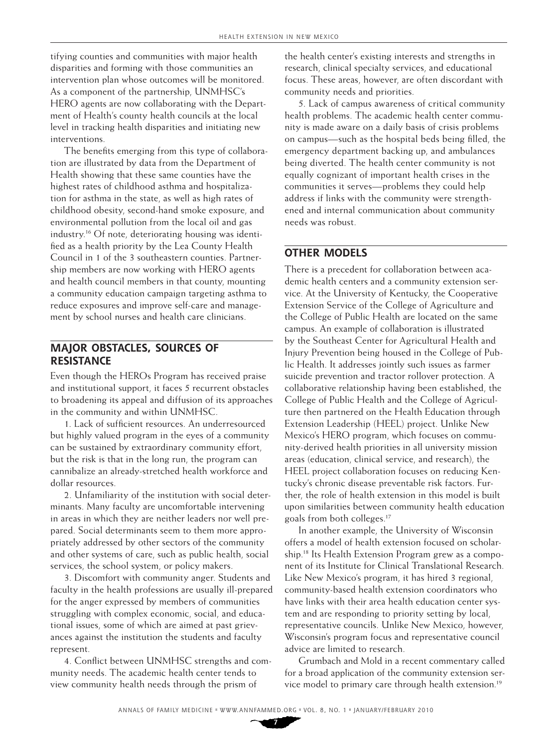tifying counties and communities with major health disparities and forming with those communities an intervention plan whose outcomes will be monitored. As a component of the partnership, UNMHSC's HERO agents are now collaborating with the Department of Health's county health councils at the local level in tracking health disparities and initiating new interventions.

The benefits emerging from this type of collaboration are illustrated by data from the Department of Health showing that these same counties have the highest rates of childhood asthma and hospitalization for asthma in the state, as well as high rates of childhood obesity, second-hand smoke exposure, and environmental pollution from the local oil and gas industry.[16] Of note, deteriorating housing was identified as a health priority by the Lea County Health Council in 1 of the 3 southeastern counties. Partnership members are now working with HERO agents and health council members in that county, mounting a community education campaign targeting asthma to reduce exposures and improve self-care and management by school nurses and health care clinicians.

## MAJOR OBSTACLES, SOURCES OF RESISTANCE

Even though the HEROs Program has received praise and institutional support, it faces 5 recurrent obstacles to broadening its appeal and diffusion of its approaches in the community and within UNMHSC.

1. Lack of sufficient resources. An underresourced but highly valued program in the eyes of a community can be sustained by extraordinary community effort, but the risk is that in the long run, the program can cannibalize an already-stretched health workforce and dollar resources.

2. Unfamiliarity of the institution with social determinants. Many faculty are uncomfortable intervening in areas in which they are neither leaders nor well prepared. Social determinants seem to them more appropriately addressed by other sectors of the community and other systems of care, such as public health, social services, the school system, or policy makers.

3. Discomfort with community anger. Students and faculty in the health professions are usually ill-prepared for the anger expressed by members of communities struggling with complex economic, social, and educational issues, some of which are aimed at past grievances against the institution the students and faculty represent.

4. Conflict between UNMHSC strengths and community needs. The academic health center tends to view community health needs through the prism of the health center's existing interests and strengths in research, clinical specialty services, and educational focus. These areas, however, are often discordant with community needs and priorities.

5. Lack of campus awareness of critical community health problems. The academic health center community is made aware on a daily basis of crisis problems on campus—such as the hospital beds being filled, the emergency department backing up, and ambulances being diverted. The health center community is not equally cognizant of important health crises in the communities it serves—problems they could help address if links with the community were strengthened and internal communication about community needs was robust.

## OTHER MODELS

There is a precedent for collaboration between academic health centers and a community extension service. At the University of Kentucky, the Cooperative Extension Service of the College of Agriculture and the College of Public Health are located on the same campus. An example of collaboration is illustrated by the Southeast Center for Agricultural Health and Injury Prevention being housed in the College of Public Health. It addresses jointly such issues as farmer suicide prevention and tractor rollover protection. A collaborative relationship having been established, the College of Public Health and the College of Agriculture then partnered on the Health Education through Extension Leadership (HEEL) project. Unlike New Mexico's HERO program, which focuses on community-derived health priorities in all university mission areas (education, clinical service, and research), the HEEL project collaboration focuses on reducing Kentucky's chronic disease preventable risk factors. Further, the role of health extension in this model is built upon similarities between community health education goals from both colleges.[17]

In another example, the University of Wisconsin offers a model of health extension focused on scholarship.[18] Its Health Extension Program grew as a component of its Institute for Clinical Translational Research. Like New Mexico's program, it has hired 3 regional, community-based health extension coordinators who have links with their area health education center system and are responding to priority setting by local, representative councils. Unlike New Mexico, however, Wisconsin's program focus and representative council advice are limited to research.

Grumbach and Mold in a recent commentary called for a broad application of the community extension service model to primary care through health extension.[19]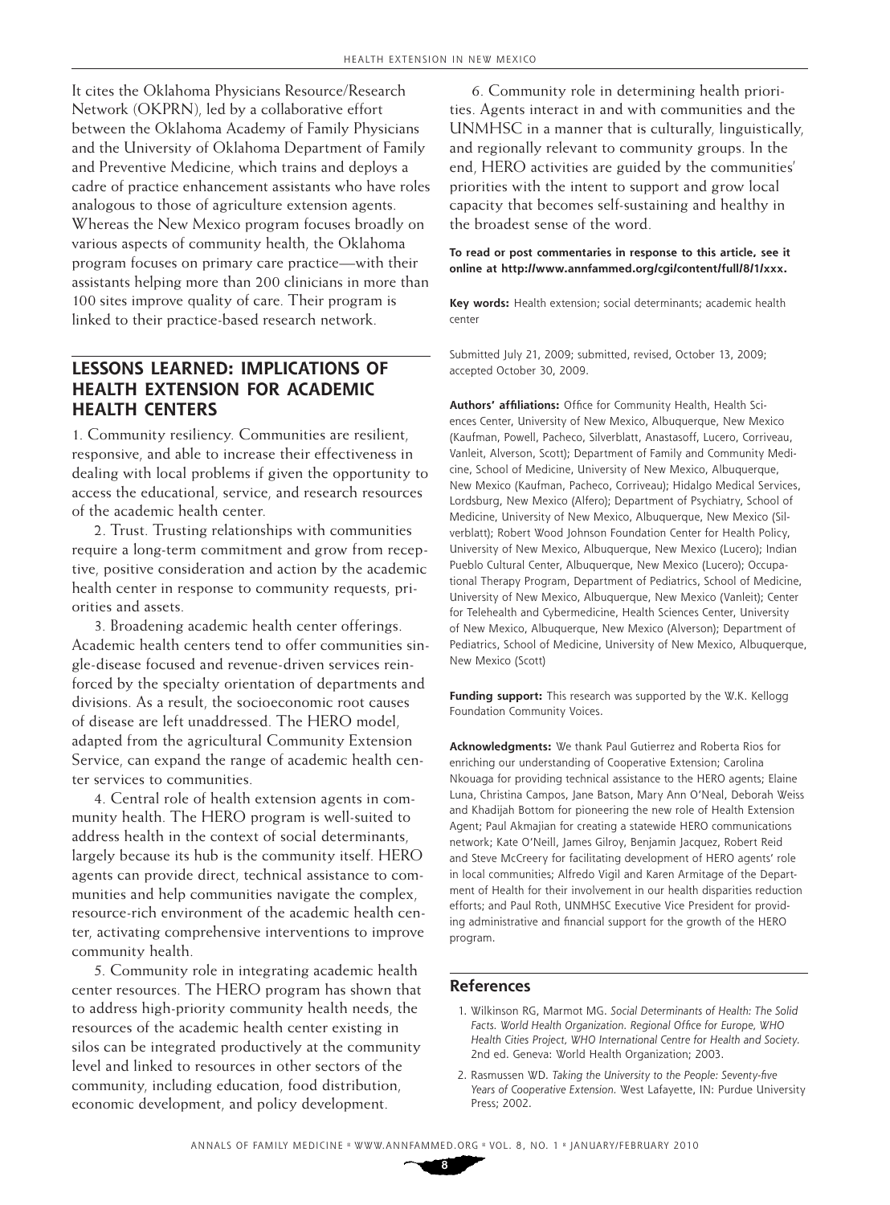It cites the Oklahoma Physicians Resource/Research Network (OKPRN), led by a collaborative effort between the Oklahoma Academy of Family Physicians and the University of Oklahoma Department of Family and Preventive Medicine, which trains and deploys a cadre of practice enhancement assistants who have roles analogous to those of agriculture extension agents. Whereas the New Mexico program focuses broadly on various aspects of community health, the Oklahoma program focuses on primary care practice—with their assistants helping more than 200 clinicians in more than 100 sites improve quality of care. Their program is linked to their practice-based research network.

## LESSONS LEARNED: IMPLICATIONS OF HEALTH EXTENSION FOR ACADEMIC HEALTH CENTERS

1. Community resiliency. Communities are resilient, responsive, and able to increase their effectiveness in dealing with local problems if given the opportunity to access the educational, service, and research resources of the academic health center.

2. Trust. Trusting relationships with communities require a long-term commitment and grow from receptive, positive consideration and action by the academic health center in response to community requests, priorities and assets.

3. Broadening academic health center offerings. Academic health centers tend to offer communities single-disease focused and revenue-driven services reinforced by the specialty orientation of departments and divisions. As a result, the socioeconomic root causes of disease are left unaddressed. The HERO model, adapted from the agricultural Community Extension Service, can expand the range of academic health center services to communities.

4. Central role of health extension agents in community health. The HERO program is well-suited to address health in the context of social determinants, largely because its hub is the community itself. HERO agents can provide direct, technical assistance to communities and help communities navigate the complex, resource-rich environment of the academic health center, activating comprehensive interventions to improve community health.

5. Community role in integrating academic health center resources. The HERO program has shown that to address high-priority community health needs, the resources of the academic health center existing in silos can be integrated productively at the community level and linked to resources in other sectors of the community, including education, food distribution, economic development, and policy development.

6. Community role in determining health priorities. Agents interact in and with communities and the UNMHSC in a manner that is culturally, linguistically, and regionally relevant to community groups. In the end, HERO activities are guided by the communities' priorities with the intent to support and grow local capacity that becomes self-sustaining and healthy in the broadest sense of the word.

**To read or post commentaries in response to this article, see it online at http://www.annfammed.org/cgi/content/full/8/1/xxx.**

**Key words:** Health extension; social determinants; academic health center

Submitted July 21, 2009; submitted, revised, October 13, 2009; accepted October 30, 2009.

**Authors' affiliations:** Office for Community Health, Health Sciences Center, University of New Mexico, Albuquerque, New Mexico (Kaufman, Powell, Pacheco, Silverblatt, Anastasoff, Lucero, Corriveau, Vanleit, Alverson, Scott); Department of Family and Community Medicine, School of Medicine, University of New Mexico, Albuquerque, New Mexico (Kaufman, Pacheco, Corriveau); Hidalgo Medical Services, Lordsburg, New Mexico (Alfero); Department of Psychiatry, School of Medicine, University of New Mexico, Albuquerque, New Mexico (Silverblatt); Robert Wood Johnson Foundation Center for Health Policy, University of New Mexico, Albuquerque, New Mexico (Lucero); Indian Pueblo Cultural Center, Albuquerque, New Mexico (Lucero); Occupational Therapy Program, Department of Pediatrics, School of Medicine, University of New Mexico, Albuquerque, New Mexico (Vanleit); Center for Telehealth and Cybermedicine, Health Sciences Center, University of New Mexico, Albuquerque, New Mexico (Alverson); Department of Pediatrics, School of Medicine, University of New Mexico, Albuquerque, New Mexico (Scott)

**Funding support:** This research was supported by the W.K. Kellogg Foundation Community Voices.

**Acknowledgments:** We thank Paul Gutierrez and Roberta Rios for enriching our understanding of Cooperative Extension; Carolina Nkouaga for providing technical assistance to the HERO agents; Elaine Luna, Christina Campos, Jane Batson, Mary Ann O'Neal, Deborah Weiss and Khadijah Bottom for pioneering the new role of Health Extension Agent; Paul Akmajian for creating a statewide HERO communications network; Kate O'Neill, James Gilroy, Benjamin Jacquez, Robert Reid and Steve McCreery for facilitating development of HERO agents' role in local communities; Alfredo Vigil and Karen Armitage of the Department of Health for their involvement in our health disparities reduction efforts; and Paul Roth, UNMHSC Executive Vice President for providing administrative and financial support for the growth of the HERO program.

## References

1. Wilkinson RG, Marmot MG. *Social Determinants of Health: The Solid Facts. World Health Organization. Regional Office for Europe, WHO Health Cities Project, WHO International Centre for Health and Society.* 2nd ed. Geneva: World Health Organization; 2003.

2. Rasmussen WD. *Taking the University to the People: Seventy-five Years of Cooperative Extension.* West Lafayette, IN: Purdue University Press; 2002.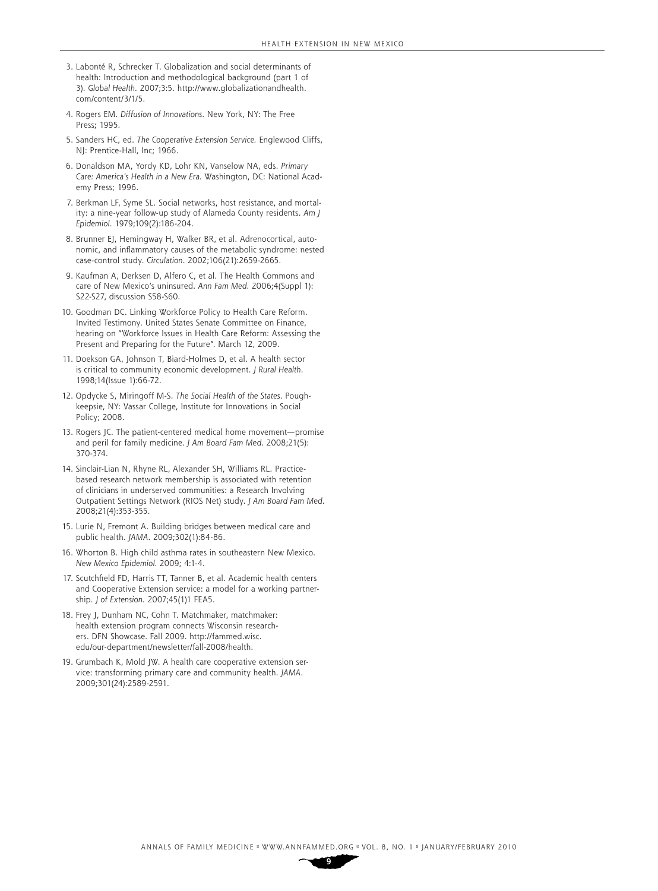3. Labonté R, Schrecker T. Globalization and social determinants of health: Introduction and methodological background (part 1 of 3). *Global Health.* 2007;3:5. http://www.globalizationandhealth.com/content/3/1/5.

4. Rogers EM. *Diffusion of Innovations.* New York, NY: The Free Press; 1995.

5. Sanders HC, ed. *The Cooperative Extension Service.* Englewood Cliffs, NJ: Prentice-Hall, Inc; 1966.

6. Donaldson MA, Yordy KD, Lohr KN, Vanselow NA, eds. *Primary Care: America's Health in a New Era.* Washington, DC: National Academy Press; 1996.

7. Berkman LF, Syme SL. Social networks, host resistance, and mortality: a nine-year follow-up study of Alameda County residents. *Am J Epidemiol.* 1979;109(2):186-204.

8. Brunner EJ, Hemingway H, Walker BR, et al. Adrenocortical, autonomic, and inflammatory causes of the metabolic syndrome: nested case-control study. *Circulation.* 2002;106(21):2659-2665.

9. Kaufman A, Derksen D, Alfero C, et al. The Health Commons and care of New Mexico's uninsured. *Ann Fam Med.* 2006;4(Suppl 1): S22-S27, discussion S58-S60.

10. Goodman DC. Linking Workforce Policy to Health Care Reform. Invited Testimony. United States Senate Committee on Finance, hearing on "Workforce Issues in Health Care Reform: Assessing the Present and Preparing for the Future". March 12, 2009.

11. Doekson GA, Johnson T, Biard-Holmes D, et al. A health sector is critical to community economic development. *J Rural Health.* 1998;14(Issue 1):66-72.

12. Opdycke S, Miringoff M-S. *The Social Health of the States.* Poughkeepsie, NY: Vassar College, Institute for Innovations in Social Policy; 2008.

13. Rogers JC. The patient-centered medical home movement—promise and peril for family medicine. *J Am Board Fam Med.* 2008;21(5): 370-374.

14. Sinclair-Lian N, Rhyne RL, Alexander SH, Williams RL. Practice-based research network membership is associated with retention of clinicians in underserved communities: a Research Involving Outpatient Settings Network (RIOS Net) study. *J Am Board Fam Med.* 2008;21(4):353-355.

15. Lurie N, Fremont A. Building bridges between medical care and public health. *JAMA.* 2009;302(1):84-86.

16. Whorton B. High child asthma rates in southeastern New Mexico. *New Mexico Epidemiol.* 2009; 4:1-4.

17. Scutchfield FD, Harris TT, Tanner B, et al. Academic health centers and Cooperative Extension service: a model for a working partnership. *J of Extension.* 2007;45(1)1 FEA5.

18. Frey J, Dunham NC, Cohn T. Matchmaker, matchmaker: health extension program connects Wisconsin researchers. DFN Showcase. Fall 2009. http://fammed.wisc.edu/our-department/newsletter/fall-2008/health.

19. Grumbach K, Mold JW. A health care cooperative extension service: transforming primary care and community health. *JAMA.* 2009;301(24):2589-2591.